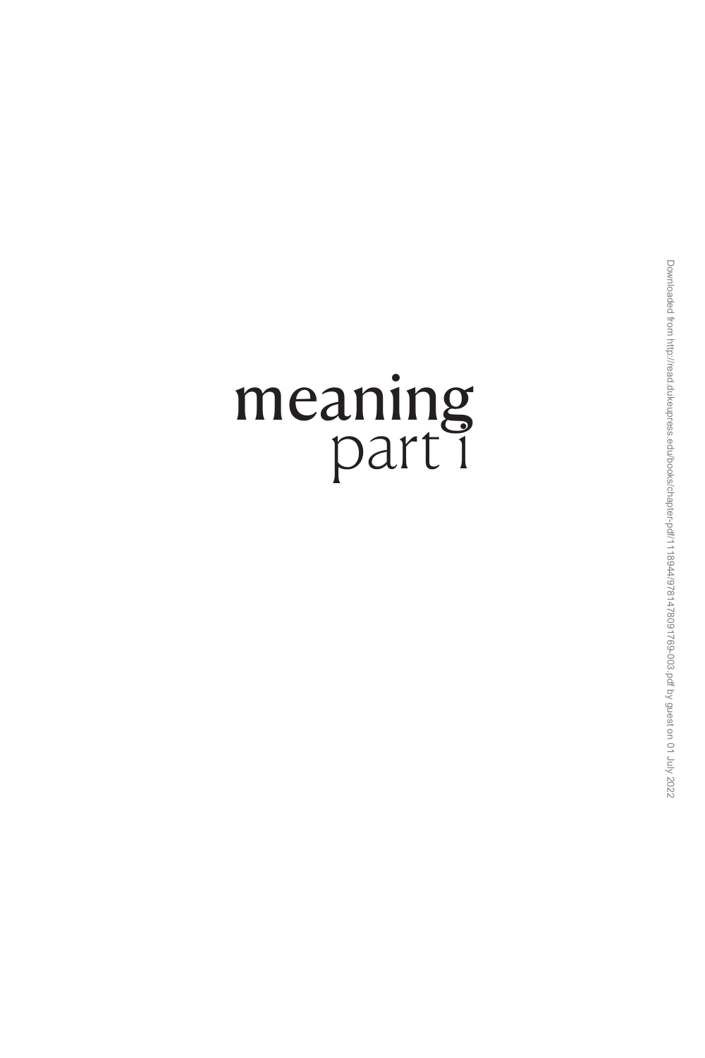# meaning
## part i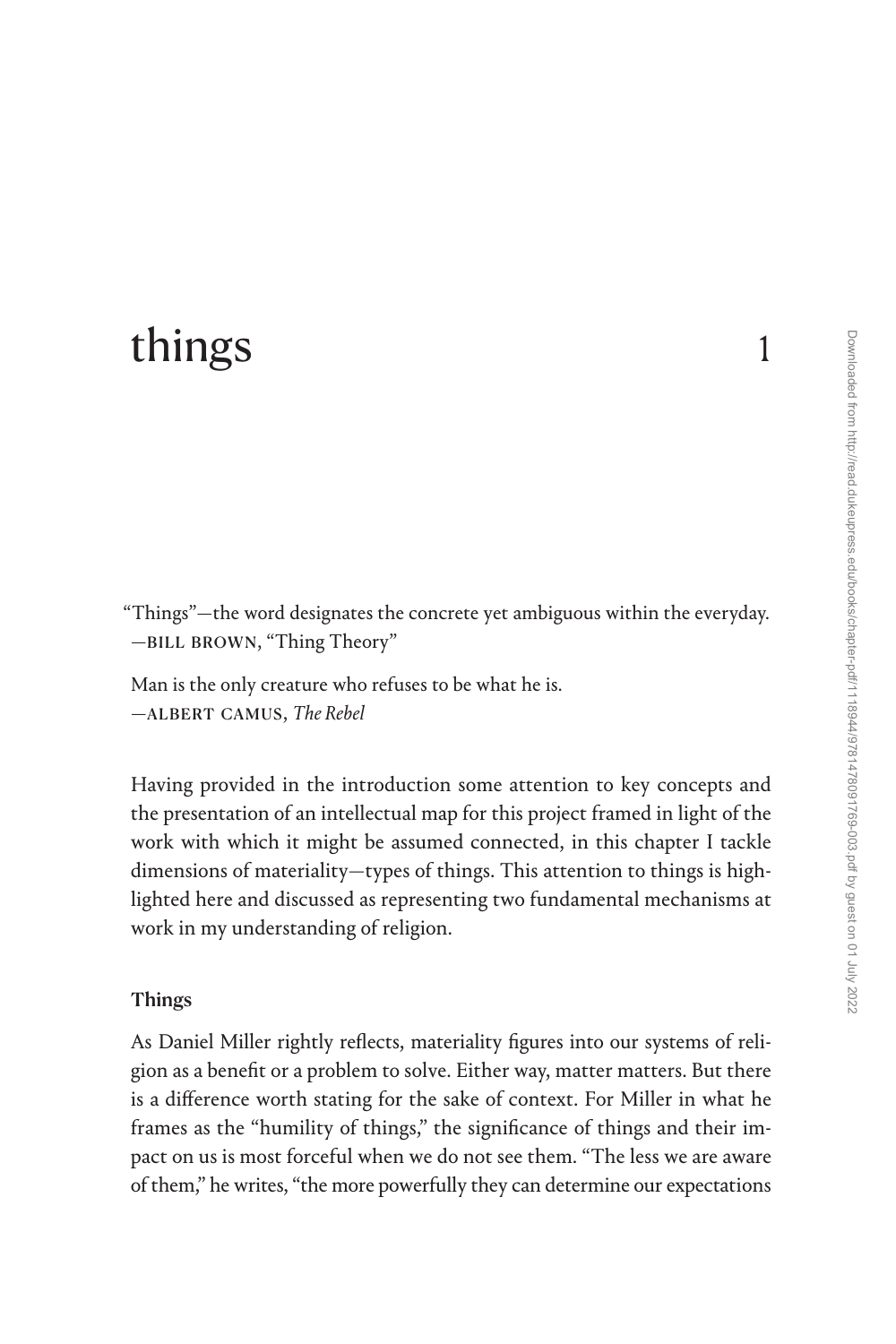# things 1

"Things"—the word designates the concrete yet ambiguous within the everyday.
—BILL BROWN, "Thing Theory"

Man is the only creature who refuses to be what he is.
—ALBERT CAMUS, *The Rebel*

Having provided in the introduction some attention to key concepts and the presentation of an intellectual map for this project framed in light of the work with which it might be assumed connected, in this chapter I tackle dimensions of materiality—types of things. This attention to things is highlighted here and discussed as representing two fundamental mechanisms at work in my understanding of religion.

## Things

As Daniel Miller rightly reflects, materiality figures into our systems of religion as a benefit or a problem to solve. Either way, matter matters. But there is a difference worth stating for the sake of context. For Miller in what he frames as the "humility of things," the significance of things and their impact on us is most forceful when we do not see them. "The less we are aware of them," he writes, "the more powerfully they can determine our expectations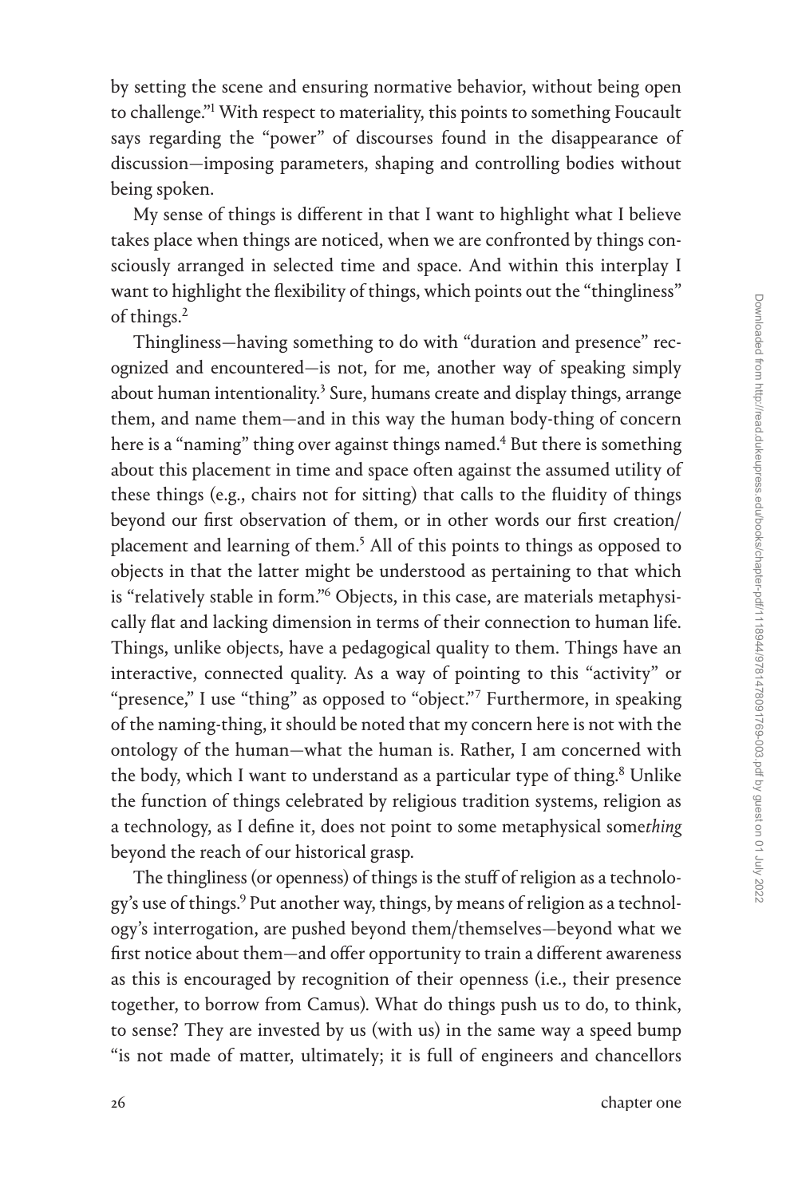by setting the scene and ensuring normative behavior, without being open to challenge."[1] With respect to materiality, this points to something Foucault says regarding the "power" of discourses found in the disappearance of discussion—imposing parameters, shaping and controlling bodies without being spoken.

My sense of things is different in that I want to highlight what I believe takes place when things are noticed, when we are confronted by things consciously arranged in selected time and space. And within this interplay I want to highlight the flexibility of things, which points out the "thingliness" of things.[2]

Thingliness—having something to do with "duration and presence" recognized and encountered—is not, for me, another way of speaking simply about human intentionality.[3] Sure, humans create and display things, arrange them, and name them—and in this way the human body-thing of concern here is a "naming" thing over against things named.[4] But there is something about this placement in time and space often against the assumed utility of these things (e.g., chairs not for sitting) that calls to the fluidity of things beyond our first observation of them, or in other words our first creation/placement and learning of them.[5] All of this points to things as opposed to objects in that the latter might be understood as pertaining to that which is "relatively stable in form."[6] Objects, in this case, are materials metaphysically flat and lacking dimension in terms of their connection to human life. Things, unlike objects, have a pedagogical quality to them. Things have an interactive, connected quality. As a way of pointing to this "activity" or "presence," I use "thing" as opposed to "object."[7] Furthermore, in speaking of the naming-thing, it should be noted that my concern here is not with the ontology of the human—what the human is. Rather, I am concerned with the body, which I want to understand as a particular type of thing.[8] Unlike the function of things celebrated by religious tradition systems, religion as a technology, as I define it, does not point to some metaphysical some*thing* beyond the reach of our historical grasp.

The thingliness (or openness) of things is the stuff of religion as a technology's use of things.[9] Put another way, things, by means of religion as a technology's interrogation, are pushed beyond them/themselves—beyond what we first notice about them—and offer opportunity to train a different awareness as this is encouraged by recognition of their openness (i.e., their presence together, to borrow from Camus). What do things push us to do, to think, to sense? They are invested by us (with us) in the same way a speed bump "is not made of matter, ultimately; it is full of engineers and chancellors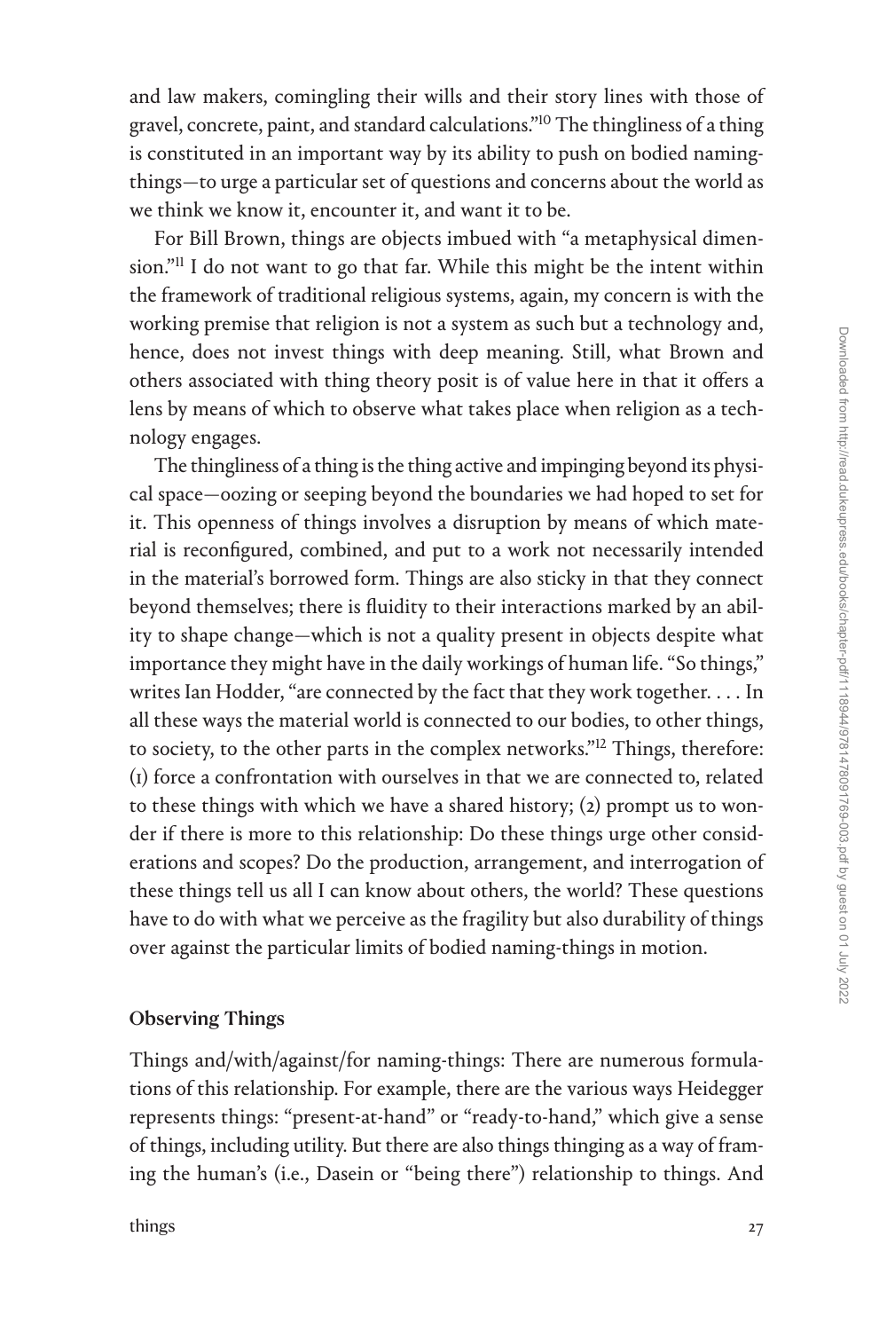and law makers, comingling their wills and their story lines with those of gravel, concrete, paint, and standard calculations."[10] The thingliness of a thing is constituted in an important way by its ability to push on bodied naming-things—to urge a particular set of questions and concerns about the world as we think we know it, encounter it, and want it to be.

For Bill Brown, things are objects imbued with "a metaphysical dimension."[11] I do not want to go that far. While this might be the intent within the framework of traditional religious systems, again, my concern is with the working premise that religion is not a system as such but a technology and, hence, does not invest things with deep meaning. Still, what Brown and others associated with thing theory posit is of value here in that it offers a lens by means of which to observe what takes place when religion as a technology engages.

The thingliness of a thing is the thing active and impinging beyond its physical space—oozing or seeping beyond the boundaries we had hoped to set for it. This openness of things involves a disruption by means of which material is reconfigured, combined, and put to a work not necessarily intended in the material's borrowed form. Things are also sticky in that they connect beyond themselves; there is fluidity to their interactions marked by an ability to shape change—which is not a quality present in objects despite what importance they might have in the daily workings of human life. "So things," writes Ian Hodder, "are connected by the fact that they work together. . . . In all these ways the material world is connected to our bodies, to other things, to society, to the other parts in the complex networks."[12] Things, therefore: (1) force a confrontation with ourselves in that we are connected to, related to these things with which we have a shared history; (2) prompt us to wonder if there is more to this relationship: Do these things urge other considerations and scopes? Do the production, arrangement, and interrogation of these things tell us all I can know about others, the world? These questions have to do with what we perceive as the fragility but also durability of things over against the particular limits of bodied naming-things in motion.

## Observing Things

Things and/with/against/for naming-things: There are numerous formulations of this relationship. For example, there are the various ways Heidegger represents things: "present-at-hand" or "ready-to-hand," which give a sense of things, including utility. But there are also things thinging as a way of framing the human's (i.e., Dasein or "being there") relationship to things. And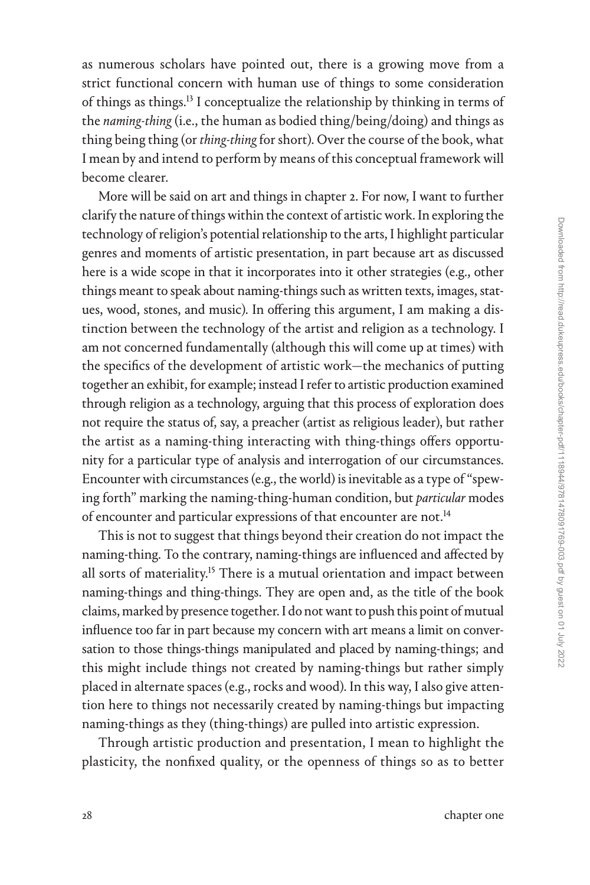as numerous scholars have pointed out, there is a growing move from a strict functional concern with human use of things to some consideration of things as things.[13] I conceptualize the relationship by thinking in terms of the *naming-thing* (i.e., the human as bodied thing/being/doing) and things as thing being thing (or *thing-thing* for short). Over the course of the book, what I mean by and intend to perform by means of this conceptual framework will become clearer.

More will be said on art and things in chapter 2. For now, I want to further clarify the nature of things within the context of artistic work. In exploring the technology of religion's potential relationship to the arts, I highlight particular genres and moments of artistic presentation, in part because art as discussed here is a wide scope in that it incorporates into it other strategies (e.g., other things meant to speak about naming-things such as written texts, images, statues, wood, stones, and music). In offering this argument, I am making a distinction between the technology of the artist and religion as a technology. I am not concerned fundamentally (although this will come up at times) with the specifics of the development of artistic work—the mechanics of putting together an exhibit, for example; instead I refer to artistic production examined through religion as a technology, arguing that this process of exploration does not require the status of, say, a preacher (artist as religious leader), but rather the artist as a naming-thing interacting with thing-things offers opportunity for a particular type of analysis and interrogation of our circumstances. Encounter with circumstances (e.g., the world) is inevitable as a type of "spewing forth" marking the naming-thing-human condition, but *particular* modes of encounter and particular expressions of that encounter are not.[14]

This is not to suggest that things beyond their creation do not impact the naming-thing. To the contrary, naming-things are influenced and affected by all sorts of materiality.[15] There is a mutual orientation and impact between naming-things and thing-things. They are open and, as the title of the book claims, marked by presence together. I do not want to push this point of mutual influence too far in part because my concern with art means a limit on conversation to those things-things manipulated and placed by naming-things; and this might include things not created by naming-things but rather simply placed in alternate spaces (e.g., rocks and wood). In this way, I also give attention here to things not necessarily created by naming-things but impacting naming-things as they (thing-things) are pulled into artistic expression.

Through artistic production and presentation, I mean to highlight the plasticity, the nonfixed quality, or the openness of things so as to better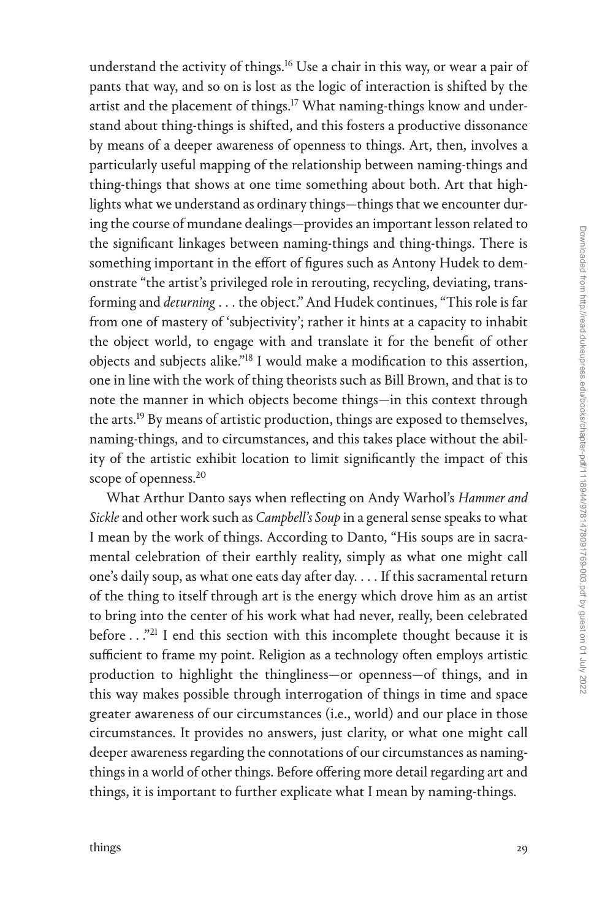understand the activity of things.[16] Use a chair in this way, or wear a pair of pants that way, and so on is lost as the logic of interaction is shifted by the artist and the placement of things.[17] What naming-things know and understand about thing-things is shifted, and this fosters a productive dissonance by means of a deeper awareness of openness to things. Art, then, involves a particularly useful mapping of the relationship between naming-things and thing-things that shows at one time something about both. Art that highlights what we understand as ordinary things—things that we encounter during the course of mundane dealings—provides an important lesson related to the significant linkages between naming-things and thing-things. There is something important in the effort of figures such as Antony Hudek to demonstrate "the artist's privileged role in rerouting, recycling, deviating, transforming and *deturning* . . . the object." And Hudek continues, "This role is far from one of mastery of 'subjectivity'; rather it hints at a capacity to inhabit the object world, to engage with and translate it for the benefit of other objects and subjects alike."[18] I would make a modification to this assertion, one in line with the work of thing theorists such as Bill Brown, and that is to note the manner in which objects become things—in this context through the arts.[19] By means of artistic production, things are exposed to themselves, naming-things, and to circumstances, and this takes place without the ability of the artistic exhibit location to limit significantly the impact of this scope of openness.[20]

What Arthur Danto says when reflecting on Andy Warhol's *Hammer and Sickle* and other work such as *Campbell's Soup* in a general sense speaks to what I mean by the work of things. According to Danto, "His soups are in sacramental celebration of their earthly reality, simply as what one might call one's daily soup, as what one eats day after day. . . . If this sacramental return of the thing to itself through art is the energy which drove him as an artist to bring into the center of his work what had never, really, been celebrated before . . ."[21] I end this section with this incomplete thought because it is sufficient to frame my point. Religion as a technology often employs artistic production to highlight the thingliness—or openness—of things, and in this way makes possible through interrogation of things in time and space greater awareness of our circumstances (i.e., world) and our place in those circumstances. It provides no answers, just clarity, or what one might call deeper awareness regarding the connotations of our circumstances as naming-things in a world of other things. Before offering more detail regarding art and things, it is important to further explicate what I mean by naming-things.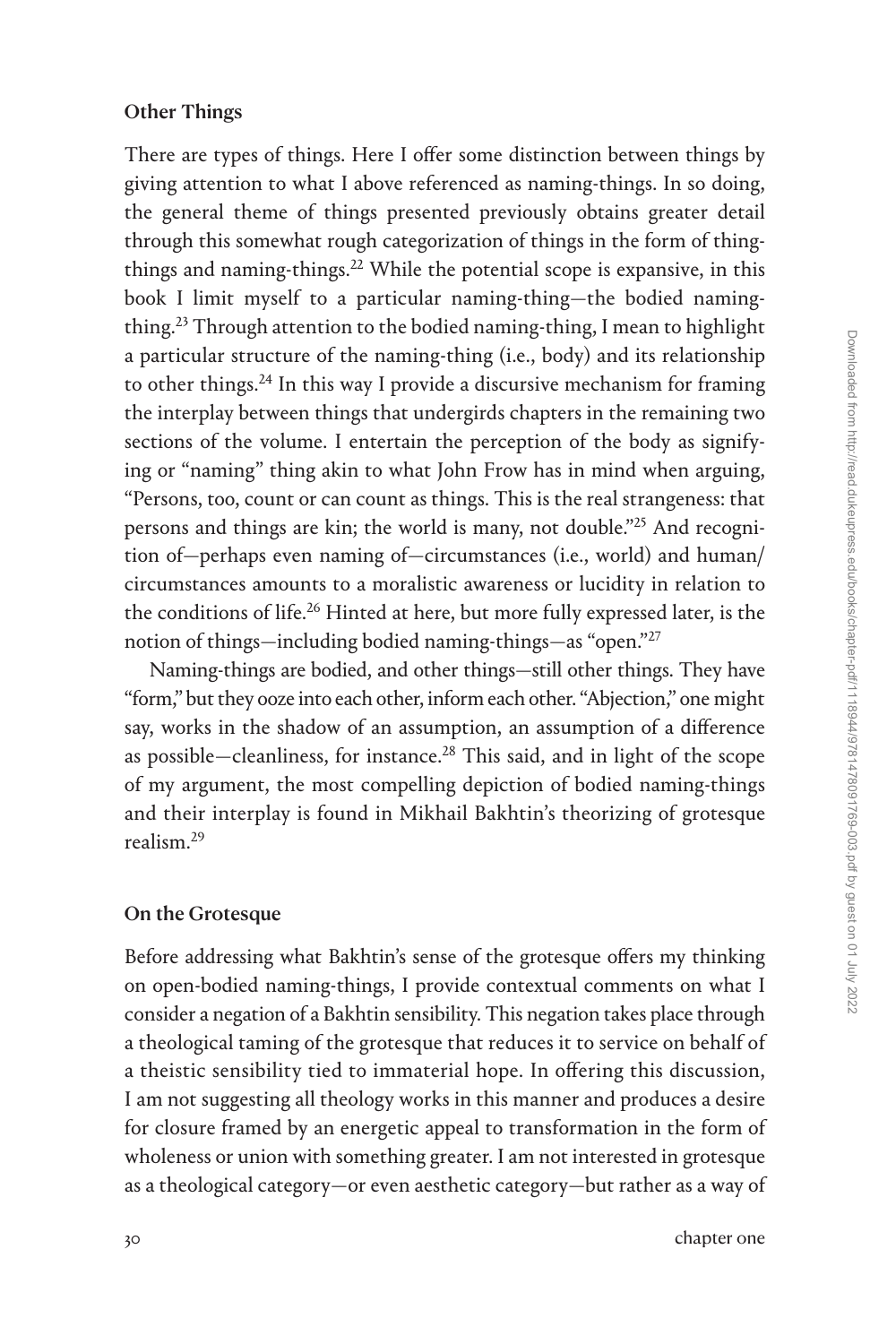## Other Things

There are types of things. Here I offer some distinction between things by giving attention to what I above referenced as naming-things. In so doing, the general theme of things presented previously obtains greater detail through this somewhat rough categorization of things in the form of thing-things and naming-things.[22] While the potential scope is expansive, in this book I limit myself to a particular naming-thing—the bodied naming-thing.[23] Through attention to the bodied naming-thing, I mean to highlight a particular structure of the naming-thing (i.e., body) and its relationship to other things.[24] In this way I provide a discursive mechanism for framing the interplay between things that undergirds chapters in the remaining two sections of the volume. I entertain the perception of the body as signifying or "naming" thing akin to what John Frow has in mind when arguing, "Persons, too, count or can count as things. This is the real strangeness: that persons and things are kin; the world is many, not double."[25] And recognition of—perhaps even naming of—circumstances (i.e., world) and human/circumstances amounts to a moralistic awareness or lucidity in relation to the conditions of life.[26] Hinted at here, but more fully expressed later, is the notion of things—including bodied naming-things—as "open."[27]

Naming-things are bodied, and other things—still other things. They have "form," but they ooze into each other, inform each other. "Abjection," one might say, works in the shadow of an assumption, an assumption of a difference as possible—cleanliness, for instance.[28] This said, and in light of the scope of my argument, the most compelling depiction of bodied naming-things and their interplay is found in Mikhail Bakhtin's theorizing of grotesque realism.[29]

## On the Grotesque

Before addressing what Bakhtin's sense of the grotesque offers my thinking on open-bodied naming-things, I provide contextual comments on what I consider a negation of a Bakhtin sensibility. This negation takes place through a theological taming of the grotesque that reduces it to service on behalf of a theistic sensibility tied to immaterial hope. In offering this discussion, I am not suggesting all theology works in this manner and produces a desire for closure framed by an energetic appeal to transformation in the form of wholeness or union with something greater. I am not interested in grotesque as a theological category—or even aesthetic category—but rather as a way of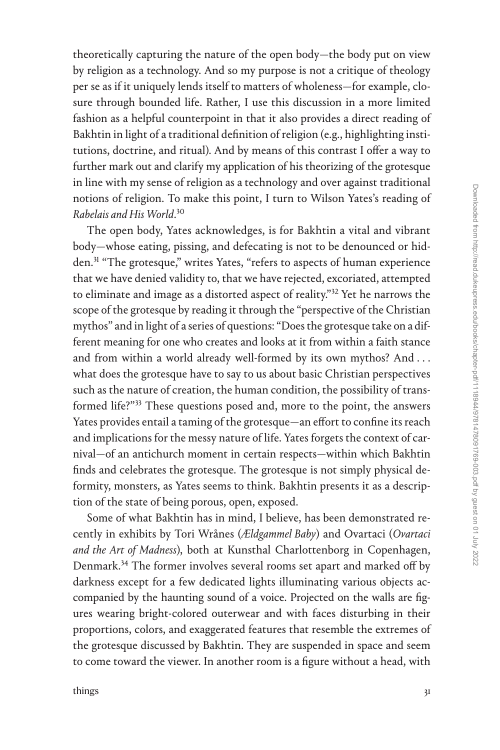theoretically capturing the nature of the open body—the body put on view by religion as a technology. And so my purpose is not a critique of theology per se as if it uniquely lends itself to matters of wholeness—for example, closure through bounded life. Rather, I use this discussion in a more limited fashion as a helpful counterpoint in that it also provides a direct reading of Bakhtin in light of a traditional definition of religion (e.g., highlighting institutions, doctrine, and ritual). And by means of this contrast I offer a way to further mark out and clarify my application of his theorizing of the grotesque in line with my sense of religion as a technology and over against traditional notions of religion. To make this point, I turn to Wilson Yates's reading of *Rabelais and His World*.[30]

The open body, Yates acknowledges, is for Bakhtin a vital and vibrant body—whose eating, pissing, and defecating is not to be denounced or hidden.[31] "The grotesque," writes Yates, "refers to aspects of human experience that we have denied validity to, that we have rejected, excoriated, attempted to eliminate and image as a distorted aspect of reality."[32] Yet he narrows the scope of the grotesque by reading it through the "perspective of the Christian mythos" and in light of a series of questions: "Does the grotesque take on a different meaning for one who creates and looks at it from within a faith stance and from within a world already well-formed by its own mythos? And . . . what does the grotesque have to say to us about basic Christian perspectives such as the nature of creation, the human condition, the possibility of transformed life?"[33] These questions posed and, more to the point, the answers Yates provides entail a taming of the grotesque—an effort to confine its reach and implications for the messy nature of life. Yates forgets the context of carnival—of an antichurch moment in certain respects—within which Bakhtin finds and celebrates the grotesque. The grotesque is not simply physical deformity, monsters, as Yates seems to think. Bakhtin presents it as a description of the state of being porous, open, exposed.

Some of what Bakhtin has in mind, I believe, has been demonstrated recently in exhibits by Tori Wrånes (*Ældgammel Baby*) and Ovartaci (*Ovartaci and the Art of Madness*), both at Kunsthal Charlottenborg in Copenhagen, Denmark.[34] The former involves several rooms set apart and marked off by darkness except for a few dedicated lights illuminating various objects accompanied by the haunting sound of a voice. Projected on the walls are figures wearing bright-colored outerwear and with faces disturbing in their proportions, colors, and exaggerated features that resemble the extremes of the grotesque discussed by Bakhtin. They are suspended in space and seem to come toward the viewer. In another room is a figure without a head, with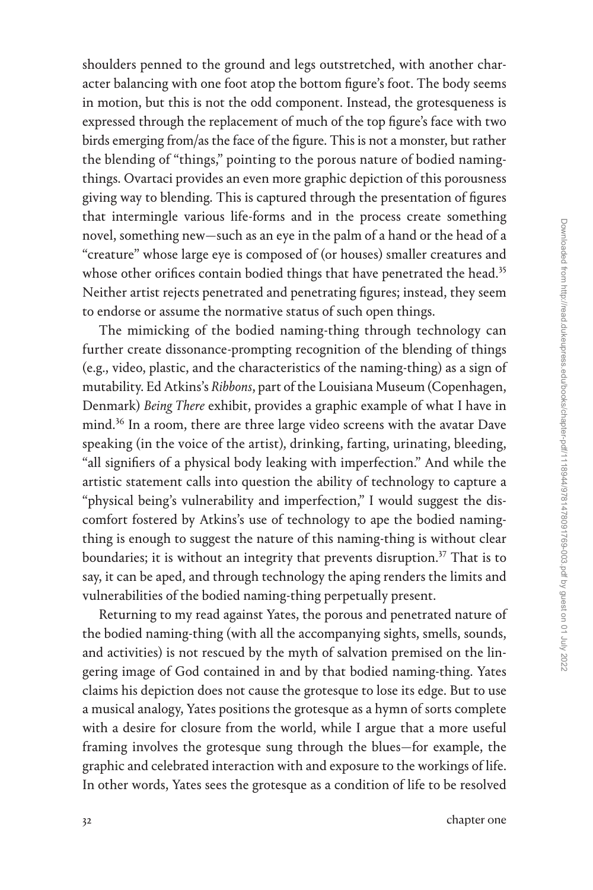shoulders penned to the ground and legs outstretched, with another character balancing with one foot atop the bottom figure's foot. The body seems in motion, but this is not the odd component. Instead, the grotesqueness is expressed through the replacement of much of the top figure's face with two birds emerging from/as the face of the figure. This is not a monster, but rather the blending of "things," pointing to the porous nature of bodied naming-things. Ovartaci provides an even more graphic depiction of this porousness giving way to blending. This is captured through the presentation of figures that intermingle various life-forms and in the process create something novel, something new—such as an eye in the palm of a hand or the head of a "creature" whose large eye is composed of (or houses) smaller creatures and whose other orifices contain bodied things that have penetrated the head.[35] Neither artist rejects penetrated and penetrating figures; instead, they seem to endorse or assume the normative status of such open things.

The mimicking of the bodied naming-thing through technology can further create dissonance-prompting recognition of the blending of things (e.g., video, plastic, and the characteristics of the naming-thing) as a sign of mutability. Ed Atkins's *Ribbons*, part of the Louisiana Museum (Copenhagen, Denmark) *Being There* exhibit, provides a graphic example of what I have in mind.[36] In a room, there are three large video screens with the avatar Dave speaking (in the voice of the artist), drinking, farting, urinating, bleeding, "all signifiers of a physical body leaking with imperfection." And while the artistic statement calls into question the ability of technology to capture a "physical being's vulnerability and imperfection," I would suggest the discomfort fostered by Atkins's use of technology to ape the bodied naming-thing is enough to suggest the nature of this naming-thing is without clear boundaries; it is without an integrity that prevents disruption.[37] That is to say, it can be aped, and through technology the aping renders the limits and vulnerabilities of the bodied naming-thing perpetually present.

Returning to my read against Yates, the porous and penetrated nature of the bodied naming-thing (with all the accompanying sights, smells, sounds, and activities) is not rescued by the myth of salvation premised on the lingering image of God contained in and by that bodied naming-thing. Yates claims his depiction does not cause the grotesque to lose its edge. But to use a musical analogy, Yates positions the grotesque as a hymn of sorts complete with a desire for closure from the world, while I argue that a more useful framing involves the grotesque sung through the blues—for example, the graphic and celebrated interaction with and exposure to the workings of life. In other words, Yates sees the grotesque as a condition of life to be resolved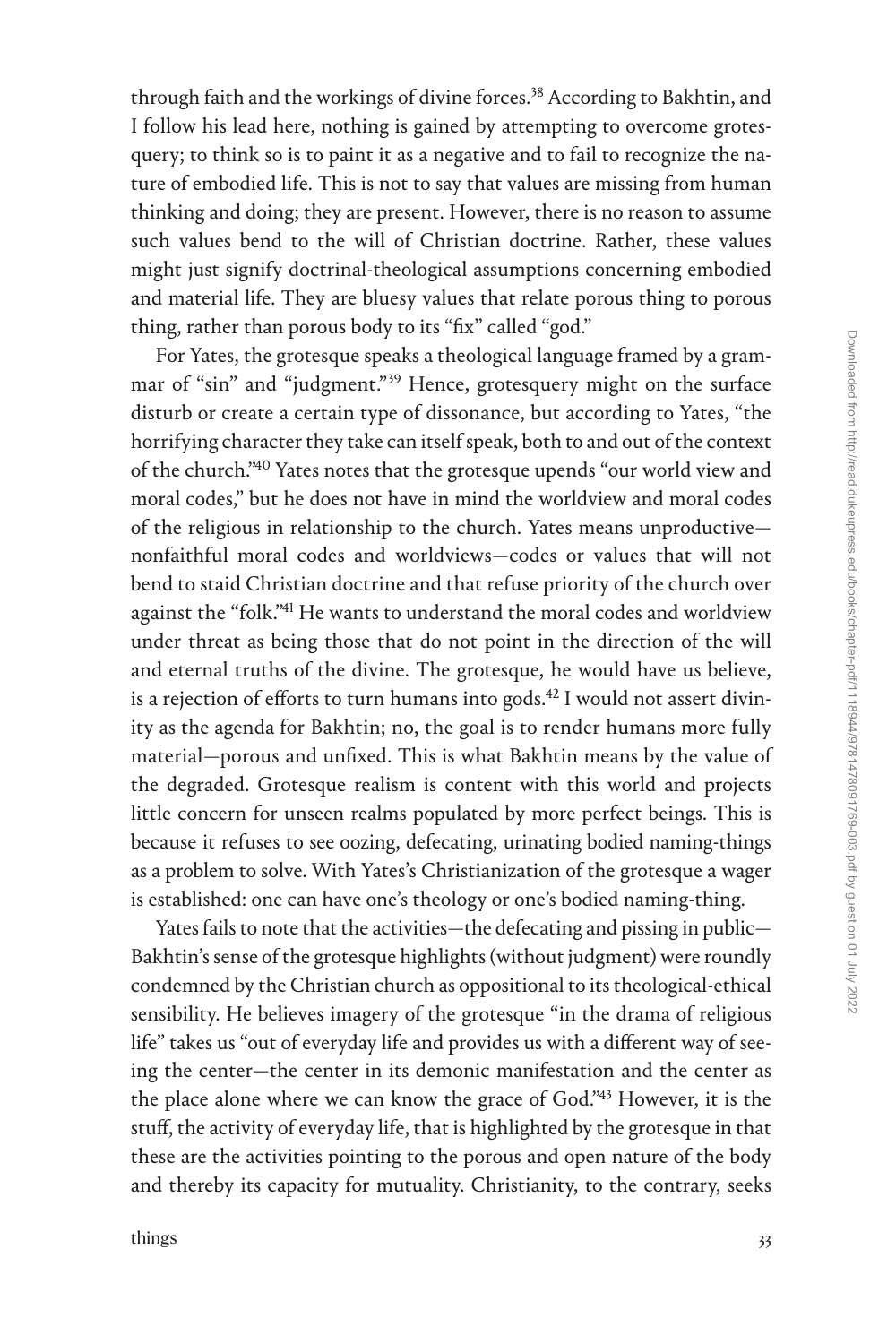through faith and the workings of divine forces.[38] According to Bakhtin, and I follow his lead here, nothing is gained by attempting to overcome grotesquery; to think so is to paint it as a negative and to fail to recognize the nature of embodied life. This is not to say that values are missing from human thinking and doing; they are present. However, there is no reason to assume such values bend to the will of Christian doctrine. Rather, these values might just signify doctrinal-theological assumptions concerning embodied and material life. They are bluesy values that relate porous thing to porous thing, rather than porous body to its "fix" called "god."

For Yates, the grotesque speaks a theological language framed by a grammar of "sin" and "judgment."[39] Hence, grotesquery might on the surface disturb or create a certain type of dissonance, but according to Yates, "the horrifying character they take can itself speak, both to and out of the context of the church."[40] Yates notes that the grotesque upends "our world view and moral codes," but he does not have in mind the worldview and moral codes of the religious in relationship to the church. Yates means unproductive—nonfaithful moral codes and worldviews—codes or values that will not bend to staid Christian doctrine and that refuse priority of the church over against the "folk."[41] He wants to understand the moral codes and worldview under threat as being those that do not point in the direction of the will and eternal truths of the divine. The grotesque, he would have us believe, is a rejection of efforts to turn humans into gods.[42] I would not assert divinity as the agenda for Bakhtin; no, the goal is to render humans more fully material—porous and unfixed. This is what Bakhtin means by the value of the degraded. Grotesque realism is content with this world and projects little concern for unseen realms populated by more perfect beings. This is because it refuses to see oozing, defecating, urinating bodied naming-things as a problem to solve. With Yates's Christianization of the grotesque a wager is established: one can have one's theology or one's bodied naming-thing.

Yates fails to note that the activities—the defecating and pissing in public—Bakhtin's sense of the grotesque highlights (without judgment) were roundly condemned by the Christian church as oppositional to its theological-ethical sensibility. He believes imagery of the grotesque "in the drama of religious life" takes us "out of everyday life and provides us with a different way of seeing the center—the center in its demonic manifestation and the center as the place alone where we can know the grace of God."[43] However, it is the stuff, the activity of everyday life, that is highlighted by the grotesque in that these are the activities pointing to the porous and open nature of the body and thereby its capacity for mutuality. Christianity, to the contrary, seeks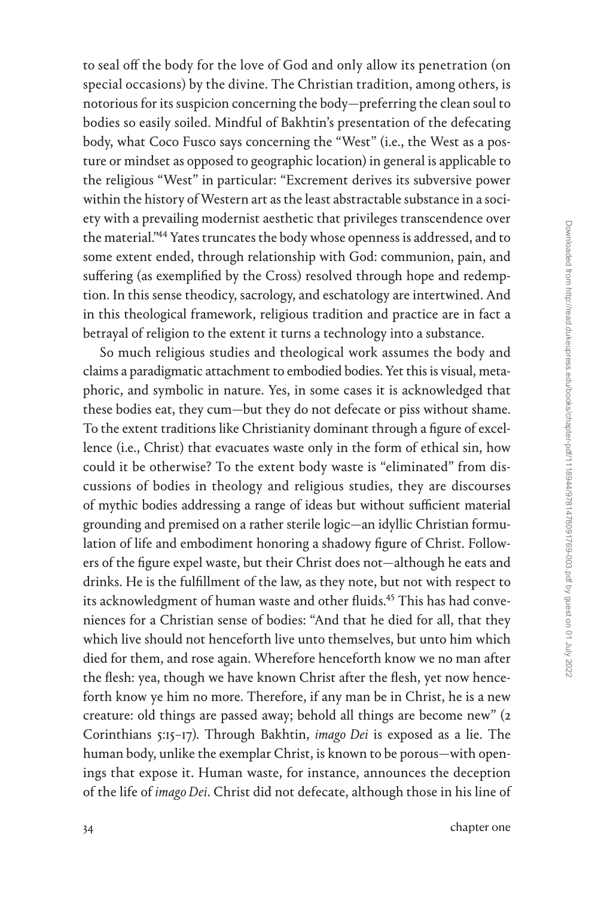to seal off the body for the love of God and only allow its penetration (on special occasions) by the divine. The Christian tradition, among others, is notorious for its suspicion concerning the body—preferring the clean soul to bodies so easily soiled. Mindful of Bakhtin's presentation of the defecating body, what Coco Fusco says concerning the "West" (i.e., the West as a posture or mindset as opposed to geographic location) in general is applicable to the religious "West" in particular: "Excrement derives its subversive power within the history of Western art as the least abstractable substance in a society with a prevailing modernist aesthetic that privileges transcendence over the material."[44] Yates truncates the body whose openness is addressed, and to some extent ended, through relationship with God: communion, pain, and suffering (as exemplified by the Cross) resolved through hope and redemption. In this sense theodicy, sacrology, and eschatology are intertwined. And in this theological framework, religious tradition and practice are in fact a betrayal of religion to the extent it turns a technology into a substance.

So much religious studies and theological work assumes the body and claims a paradigmatic attachment to embodied bodies. Yet this is visual, metaphoric, and symbolic in nature. Yes, in some cases it is acknowledged that these bodies eat, they cum—but they do not defecate or piss without shame. To the extent traditions like Christianity dominant through a figure of excellence (i.e., Christ) that evacuates waste only in the form of ethical sin, how could it be otherwise? To the extent body waste is "eliminated" from discussions of bodies in theology and religious studies, they are discourses of mythic bodies addressing a range of ideas but without sufficient material grounding and premised on a rather sterile logic—an idyllic Christian formulation of life and embodiment honoring a shadowy figure of Christ. Followers of the figure expel waste, but their Christ does not—although he eats and drinks. He is the fulfillment of the law, as they note, but not with respect to its acknowledgment of human waste and other fluids.[45] This has had conveniences for a Christian sense of bodies: "And that he died for all, that they which live should not henceforth live unto themselves, but unto him which died for them, and rose again. Wherefore henceforth know we no man after the flesh: yea, though we have known Christ after the flesh, yet now henceforth know ye him no more. Therefore, if any man be in Christ, he is a new creature: old things are passed away; behold all things are become new" (2 Corinthians 5:15–17). Through Bakhtin, *imago Dei* is exposed as a lie. The human body, unlike the exemplar Christ, is known to be porous—with openings that expose it. Human waste, for instance, announces the deception of the life of *imago Dei*. Christ did not defecate, although those in his line of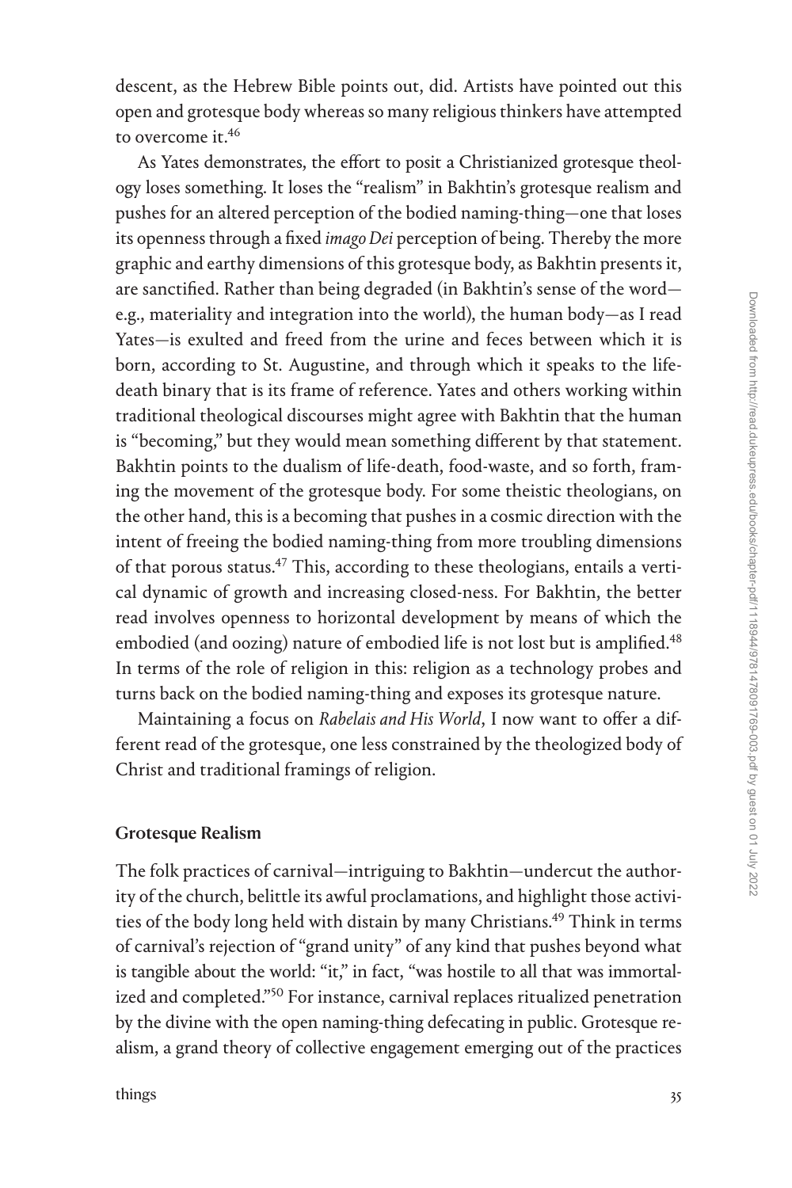descent, as the Hebrew Bible points out, did. Artists have pointed out this open and grotesque body whereas so many religious thinkers have attempted to overcome it.[46]

As Yates demonstrates, the effort to posit a Christianized grotesque theology loses something. It loses the "realism" in Bakhtin's grotesque realism and pushes for an altered perception of the bodied naming-thing—one that loses its openness through a fixed *imago Dei* perception of being. Thereby the more graphic and earthy dimensions of this grotesque body, as Bakhtin presents it, are sanctified. Rather than being degraded (in Bakhtin's sense of the word—e.g., materiality and integration into the world), the human body—as I read Yates—is exulted and freed from the urine and feces between which it is born, according to St. Augustine, and through which it speaks to the life-death binary that is its frame of reference. Yates and others working within traditional theological discourses might agree with Bakhtin that the human is "becoming," but they would mean something different by that statement. Bakhtin points to the dualism of life-death, food-waste, and so forth, framing the movement of the grotesque body. For some theistic theologians, on the other hand, this is a becoming that pushes in a cosmic direction with the intent of freeing the bodied naming-thing from more troubling dimensions of that porous status.[47] This, according to these theologians, entails a vertical dynamic of growth and increasing closed-ness. For Bakhtin, the better read involves openness to horizontal development by means of which the embodied (and oozing) nature of embodied life is not lost but is amplified.[48] In terms of the role of religion in this: religion as a technology probes and turns back on the bodied naming-thing and exposes its grotesque nature.

Maintaining a focus on *Rabelais and His World*, I now want to offer a different read of the grotesque, one less constrained by the theologized body of Christ and traditional framings of religion.

## Grotesque Realism

The folk practices of carnival—intriguing to Bakhtin—undercut the authority of the church, belittle its awful proclamations, and highlight those activities of the body long held with distain by many Christians.[49] Think in terms of carnival's rejection of "grand unity" of any kind that pushes beyond what is tangible about the world: "it," in fact, "was hostile to all that was immortalized and completed."[50] For instance, carnival replaces ritualized penetration by the divine with the open naming-thing defecating in public. Grotesque realism, a grand theory of collective engagement emerging out of the practices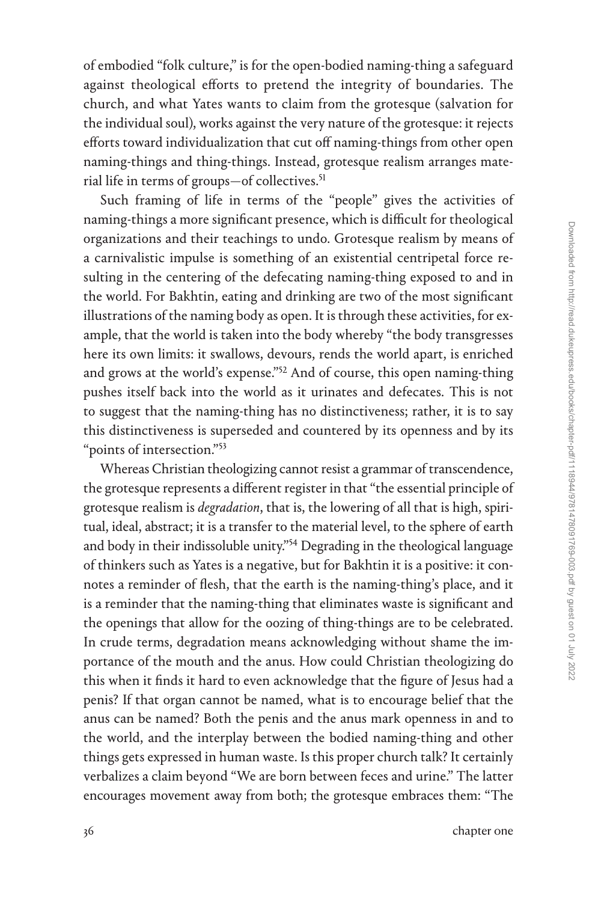of embodied "folk culture," is for the open-bodied naming-thing a safeguard against theological efforts to pretend the integrity of boundaries. The church, and what Yates wants to claim from the grotesque (salvation for the individual soul), works against the very nature of the grotesque: it rejects efforts toward individualization that cut off naming-things from other open naming-things and thing-things. Instead, grotesque realism arranges material life in terms of groups—of collectives.[51]

Such framing of life in terms of the "people" gives the activities of naming-things a more significant presence, which is difficult for theological organizations and their teachings to undo. Grotesque realism by means of a carnivalistic impulse is something of an existential centripetal force resulting in the centering of the defecating naming-thing exposed to and in the world. For Bakhtin, eating and drinking are two of the most significant illustrations of the naming body as open. It is through these activities, for example, that the world is taken into the body whereby "the body transgresses here its own limits: it swallows, devours, rends the world apart, is enriched and grows at the world's expense."[52] And of course, this open naming-thing pushes itself back into the world as it urinates and defecates. This is not to suggest that the naming-thing has no distinctiveness; rather, it is to say this distinctiveness is superseded and countered by its openness and by its "points of intersection."[53]

Whereas Christian theologizing cannot resist a grammar of transcendence, the grotesque represents a different register in that "the essential principle of grotesque realism is *degradation*, that is, the lowering of all that is high, spiritual, ideal, abstract; it is a transfer to the material level, to the sphere of earth and body in their indissoluble unity."[54] Degrading in the theological language of thinkers such as Yates is a negative, but for Bakhtin it is a positive: it connotes a reminder of flesh, that the earth is the naming-thing's place, and it is a reminder that the naming-thing that eliminates waste is significant and the openings that allow for the oozing of thing-things are to be celebrated. In crude terms, degradation means acknowledging without shame the importance of the mouth and the anus. How could Christian theologizing do this when it finds it hard to even acknowledge that the figure of Jesus had a penis? If that organ cannot be named, what is to encourage belief that the anus can be named? Both the penis and the anus mark openness in and to the world, and the interplay between the bodied naming-thing and other things gets expressed in human waste. Is this proper church talk? It certainly verbalizes a claim beyond "We are born between feces and urine." The latter encourages movement away from both; the grotesque embraces them: "The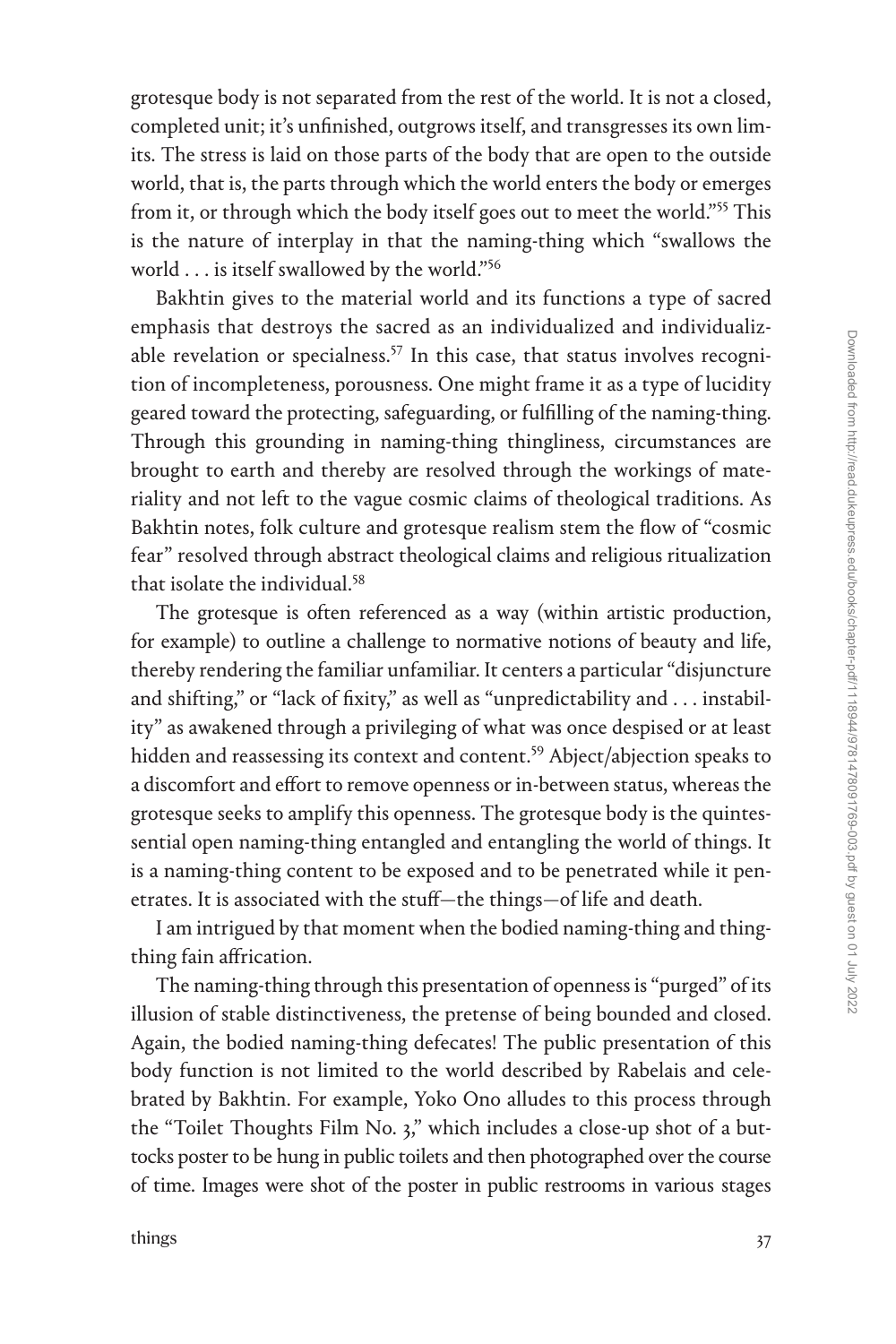grotesque body is not separated from the rest of the world. It is not a closed, completed unit; it's unfinished, outgrows itself, and transgresses its own limits. The stress is laid on those parts of the body that are open to the outside world, that is, the parts through which the world enters the body or emerges from it, or through which the body itself goes out to meet the world."[55] This is the nature of interplay in that the naming-thing which "swallows the world . . . is itself swallowed by the world."[56]

Bakhtin gives to the material world and its functions a type of sacred emphasis that destroys the sacred as an individualized and individualizable revelation or specialness.[57] In this case, that status involves recognition of incompleteness, porousness. One might frame it as a type of lucidity geared toward the protecting, safeguarding, or fulfilling of the naming-thing. Through this grounding in naming-thing thingliness, circumstances are brought to earth and thereby are resolved through the workings of materiality and not left to the vague cosmic claims of theological traditions. As Bakhtin notes, folk culture and grotesque realism stem the flow of "cosmic fear" resolved through abstract theological claims and religious ritualization that isolate the individual.[58]

The grotesque is often referenced as a way (within artistic production, for example) to outline a challenge to normative notions of beauty and life, thereby rendering the familiar unfamiliar. It centers a particular "disjuncture and shifting," or "lack of fixity," as well as "unpredictability and . . . instability" as awakened through a privileging of what was once despised or at least hidden and reassessing its context and content.[59] Abject/abjection speaks to a discomfort and effort to remove openness or in-between status, whereas the grotesque seeks to amplify this openness. The grotesque body is the quintessential open naming-thing entangled and entangling the world of things. It is a naming-thing content to be exposed and to be penetrated while it penetrates. It is associated with the stuff—the things—of life and death.

I am intrigued by that moment when the bodied naming-thing and thing-thing fain affrication.

The naming-thing through this presentation of openness is "purged" of its illusion of stable distinctiveness, the pretense of being bounded and closed. Again, the bodied naming-thing defecates! The public presentation of this body function is not limited to the world described by Rabelais and celebrated by Bakhtin. For example, Yoko Ono alludes to this process through the "Toilet Thoughts Film No. 3," which includes a close-up shot of a buttocks poster to be hung in public toilets and then photographed over the course of time. Images were shot of the poster in public restrooms in various stages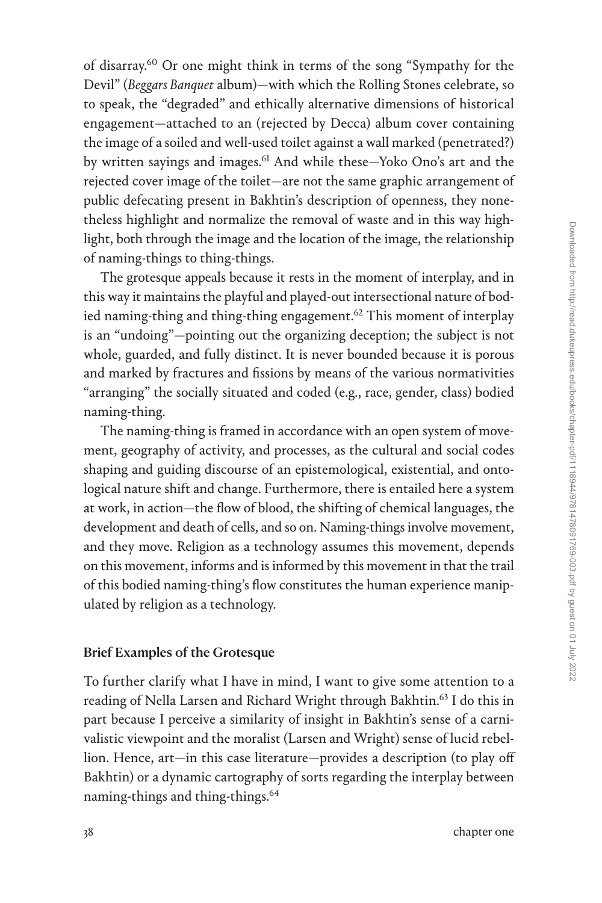of disarray.[60] Or one might think in terms of the song "Sympathy for the Devil" (*Beggars Banquet* album)—with which the Rolling Stones celebrate, so to speak, the "degraded" and ethically alternative dimensions of historical engagement—attached to an (rejected by Decca) album cover containing the image of a soiled and well-used toilet against a wall marked (penetrated?) by written sayings and images.[61] And while these—Yoko Ono's art and the rejected cover image of the toilet—are not the same graphic arrangement of public defecating present in Bakhtin's description of openness, they nonetheless highlight and normalize the removal of waste and in this way highlight, both through the image and the location of the image, the relationship of naming-things to thing-things.

The grotesque appeals because it rests in the moment of interplay, and in this way it maintains the playful and played-out intersectional nature of bodied naming-thing and thing-thing engagement.[62] This moment of interplay is an "undoing"—pointing out the organizing deception; the subject is not whole, guarded, and fully distinct. It is never bounded because it is porous and marked by fractures and fissions by means of the various normativities "arranging" the socially situated and coded (e.g., race, gender, class) bodied naming-thing.

The naming-thing is framed in accordance with an open system of movement, geography of activity, and processes, as the cultural and social codes shaping and guiding discourse of an epistemological, existential, and ontological nature shift and change. Furthermore, there is entailed here a system at work, in action—the flow of blood, the shifting of chemical languages, the development and death of cells, and so on. Naming-things involve movement, and they move. Religion as a technology assumes this movement, depends on this movement, informs and is informed by this movement in that the trail of this bodied naming-thing's flow constitutes the human experience manipulated by religion as a technology.

## Brief Examples of the Grotesque

To further clarify what I have in mind, I want to give some attention to a reading of Nella Larsen and Richard Wright through Bakhtin.[63] I do this in part because I perceive a similarity of insight in Bakhtin's sense of a carnivalistic viewpoint and the moralist (Larsen and Wright) sense of lucid rebellion. Hence, art—in this case literature—provides a description (to play off Bakhtin) or a dynamic cartography of sorts regarding the interplay between naming-things and thing-things.[64]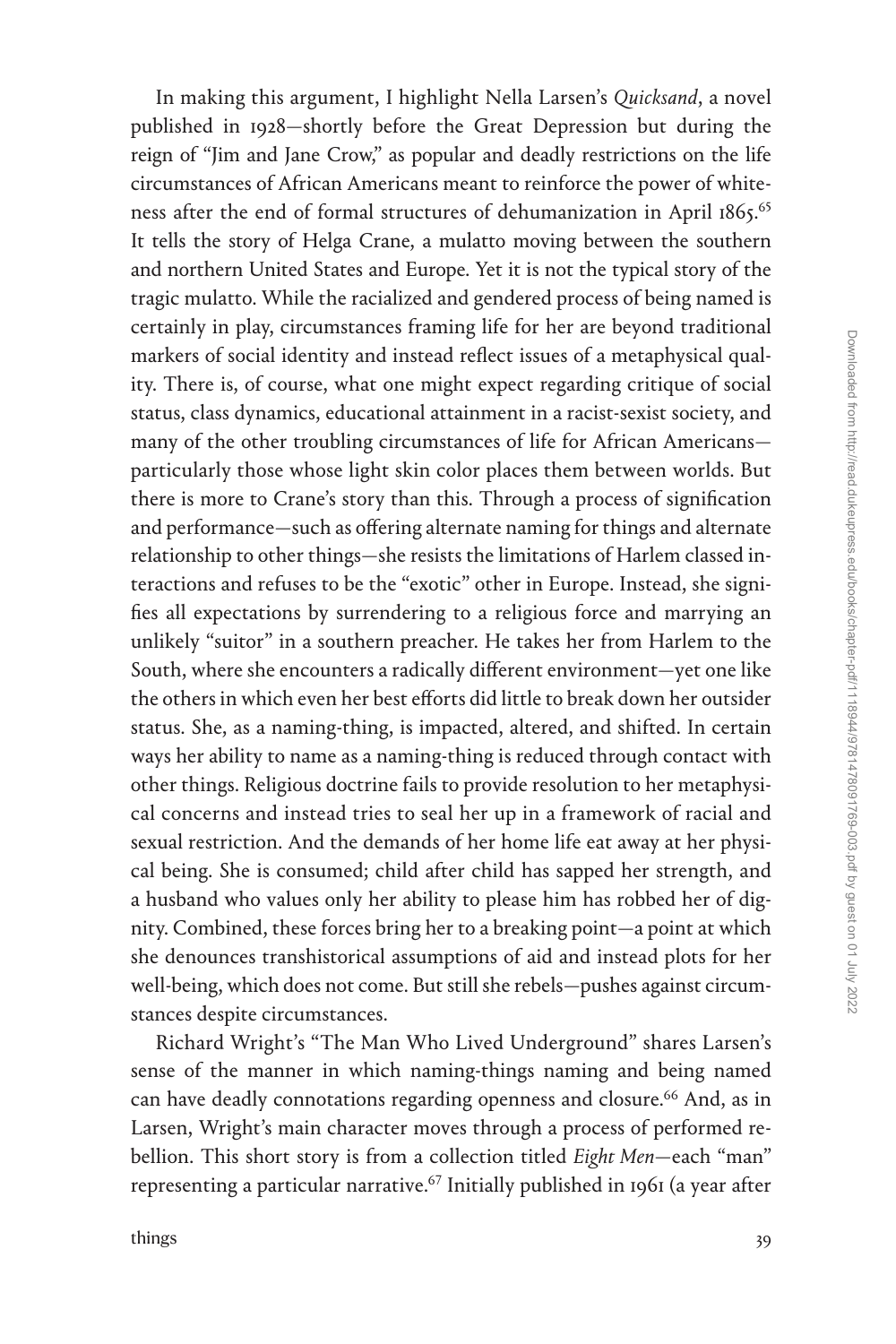In making this argument, I highlight Nella Larsen's *Quicksand*, a novel published in 1928—shortly before the Great Depression but during the reign of "Jim and Jane Crow," as popular and deadly restrictions on the life circumstances of African Americans meant to reinforce the power of whiteness after the end of formal structures of dehumanization in April 1865.[65] It tells the story of Helga Crane, a mulatto moving between the southern and northern United States and Europe. Yet it is not the typical story of the tragic mulatto. While the racialized and gendered process of being named is certainly in play, circumstances framing life for her are beyond traditional markers of social identity and instead reflect issues of a metaphysical quality. There is, of course, what one might expect regarding critique of social status, class dynamics, educational attainment in a racist-sexist society, and many of the other troubling circumstances of life for African Americans—particularly those whose light skin color places them between worlds. But there is more to Crane's story than this. Through a process of signification and performance—such as offering alternate naming for things and alternate relationship to other things—she resists the limitations of Harlem classed interactions and refuses to be the "exotic" other in Europe. Instead, she signifies all expectations by surrendering to a religious force and marrying an unlikely "suitor" in a southern preacher. He takes her from Harlem to the South, where she encounters a radically different environment—yet one like the others in which even her best efforts did little to break down her outsider status. She, as a naming-thing, is impacted, altered, and shifted. In certain ways her ability to name as a naming-thing is reduced through contact with other things. Religious doctrine fails to provide resolution to her metaphysical concerns and instead tries to seal her up in a framework of racial and sexual restriction. And the demands of her home life eat away at her physical being. She is consumed; child after child has sapped her strength, and a husband who values only her ability to please him has robbed her of dignity. Combined, these forces bring her to a breaking point—a point at which she denounces transhistorical assumptions of aid and instead plots for her well-being, which does not come. But still she rebels—pushes against circumstances despite circumstances.

Richard Wright's "The Man Who Lived Underground" shares Larsen's sense of the manner in which naming-things naming and being named can have deadly connotations regarding openness and closure.[66] And, as in Larsen, Wright's main character moves through a process of performed rebellion. This short story is from a collection titled *Eight Men*—each "man" representing a particular narrative.[67] Initially published in 1961 (a year after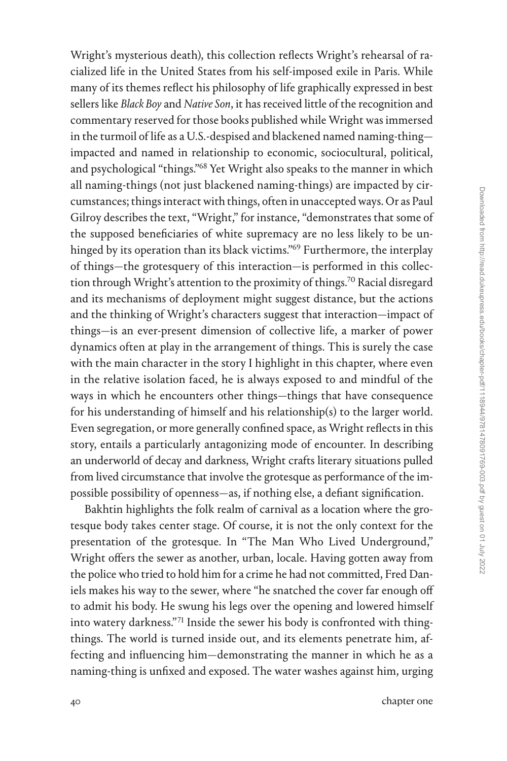Wright's mysterious death), this collection reflects Wright's rehearsal of racialized life in the United States from his self-imposed exile in Paris. While many of its themes reflect his philosophy of life graphically expressed in best sellers like *Black Boy* and *Native Son*, it has received little of the recognition and commentary reserved for those books published while Wright was immersed in the turmoil of life as a U.S.-despised and blackened named naming-thing—impacted and named in relationship to economic, sociocultural, political, and psychological "things."[68] Yet Wright also speaks to the manner in which all naming-things (not just blackened naming-things) are impacted by circumstances; things interact with things, often in unaccepted ways. Or as Paul Gilroy describes the text, "Wright," for instance, "demonstrates that some of the supposed beneficiaries of white supremacy are no less likely to be unhinged by its operation than its black victims."[69] Furthermore, the interplay of things—the grotesquery of this interaction—is performed in this collection through Wright's attention to the proximity of things.[70] Racial disregard and its mechanisms of deployment might suggest distance, but the actions and the thinking of Wright's characters suggest that interaction—impact of things—is an ever-present dimension of collective life, a marker of power dynamics often at play in the arrangement of things. This is surely the case with the main character in the story I highlight in this chapter, where even in the relative isolation faced, he is always exposed to and mindful of the ways in which he encounters other things—things that have consequence for his understanding of himself and his relationship(s) to the larger world. Even segregation, or more generally confined space, as Wright reflects in this story, entails a particularly antagonizing mode of encounter. In describing an underworld of decay and darkness, Wright crafts literary situations pulled from lived circumstance that involve the grotesque as performance of the impossible possibility of openness—as, if nothing else, a defiant signification.

Bakhtin highlights the folk realm of carnival as a location where the grotesque body takes center stage. Of course, it is not the only context for the presentation of the grotesque. In "The Man Who Lived Underground," Wright offers the sewer as another, urban, locale. Having gotten away from the police who tried to hold him for a crime he had not committed, Fred Daniels makes his way to the sewer, where "he snatched the cover far enough off to admit his body. He swung his legs over the opening and lowered himself into watery darkness."[71] Inside the sewer his body is confronted with thing-things. The world is turned inside out, and its elements penetrate him, affecting and influencing him—demonstrating the manner in which he as a naming-thing is unfixed and exposed. The water washes against him, urging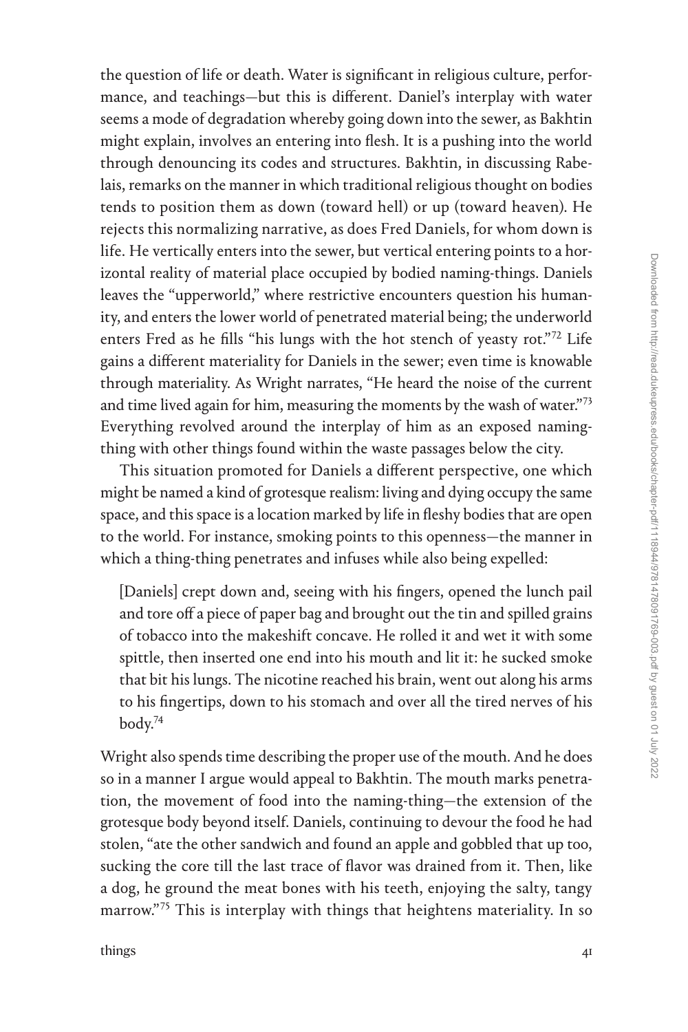the question of life or death. Water is significant in religious culture, performance, and teachings—but this is different. Daniel's interplay with water seems a mode of degradation whereby going down into the sewer, as Bakhtin might explain, involves an entering into flesh. It is a pushing into the world through denouncing its codes and structures. Bakhtin, in discussing Rabelais, remarks on the manner in which traditional religious thought on bodies tends to position them as down (toward hell) or up (toward heaven). He rejects this normalizing narrative, as does Fred Daniels, for whom down is life. He vertically enters into the sewer, but vertical entering points to a horizontal reality of material place occupied by bodied naming-things. Daniels leaves the "upperworld," where restrictive encounters question his humanity, and enters the lower world of penetrated material being; the underworld enters Fred as he fills "his lungs with the hot stench of yeasty rot."[72] Life gains a different materiality for Daniels in the sewer; even time is knowable through materiality. As Wright narrates, "He heard the noise of the current and time lived again for him, measuring the moments by the wash of water."[73] Everything revolved around the interplay of him as an exposed naming-thing with other things found within the waste passages below the city.

This situation promoted for Daniels a different perspective, one which might be named a kind of grotesque realism: living and dying occupy the same space, and this space is a location marked by life in fleshy bodies that are open to the world. For instance, smoking points to this openness—the manner in which a thing-thing penetrates and infuses while also being expelled:

> [Daniels] crept down and, seeing with his fingers, opened the lunch pail and tore off a piece of paper bag and brought out the tin and spilled grains of tobacco into the makeshift concave. He rolled it and wet it with some spittle, then inserted one end into his mouth and lit it: he sucked smoke that bit his lungs. The nicotine reached his brain, went out along his arms to his fingertips, down to his stomach and over all the tired nerves of his body.[74]

Wright also spends time describing the proper use of the mouth. And he does so in a manner I argue would appeal to Bakhtin. The mouth marks penetration, the movement of food into the naming-thing—the extension of the grotesque body beyond itself. Daniels, continuing to devour the food he had stolen, "ate the other sandwich and found an apple and gobbled that up too, sucking the core till the last trace of flavor was drained from it. Then, like a dog, he ground the meat bones with his teeth, enjoying the salty, tangy marrow."[75] This is interplay with things that heightens materiality. In so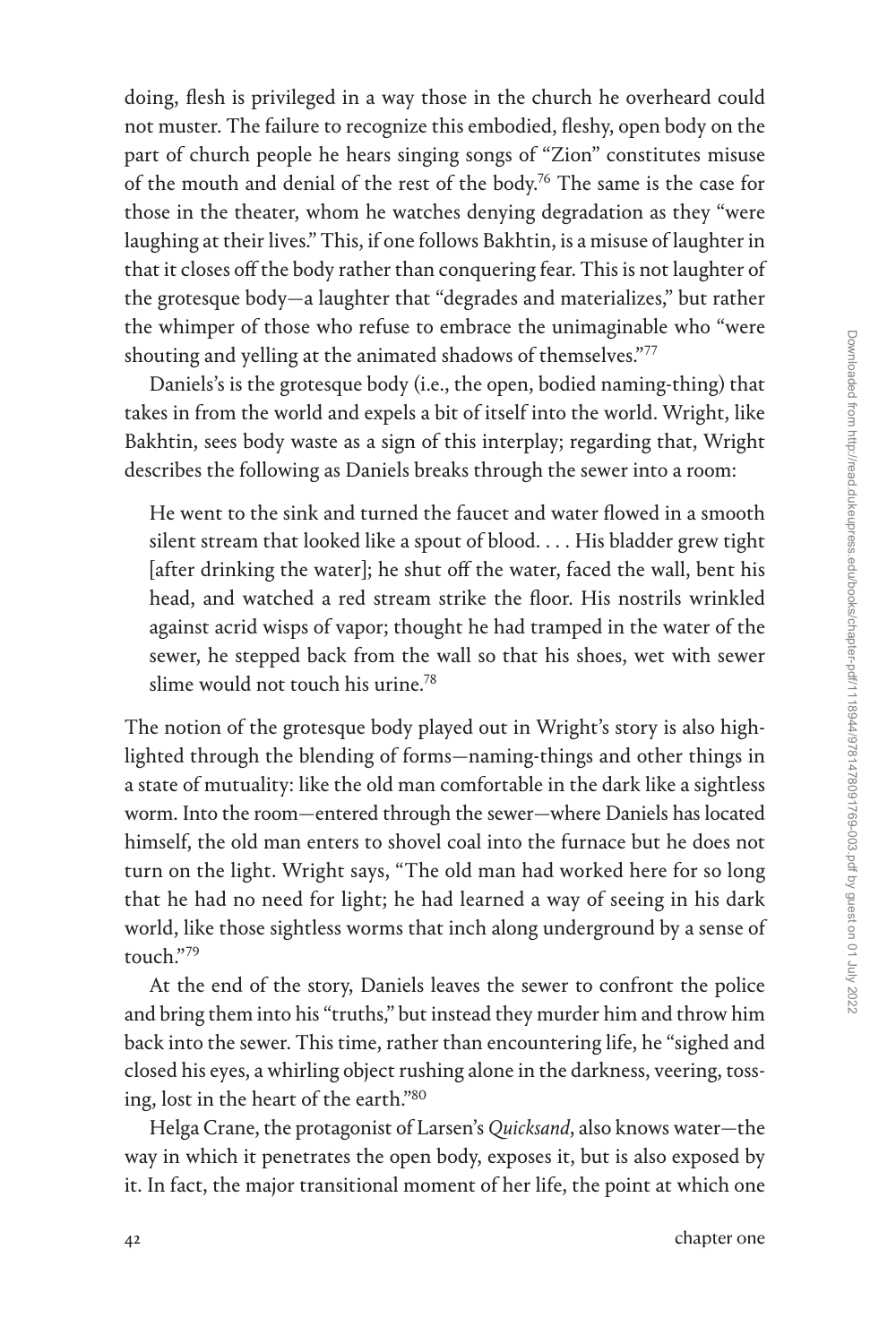doing, flesh is privileged in a way those in the church he overheard could not muster. The failure to recognize this embodied, fleshy, open body on the part of church people he hears singing songs of "Zion" constitutes misuse of the mouth and denial of the rest of the body.[76] The same is the case for those in the theater, whom he watches denying degradation as they "were laughing at their lives." This, if one follows Bakhtin, is a misuse of laughter in that it closes off the body rather than conquering fear. This is not laughter of the grotesque body—a laughter that "degrades and materializes," but rather the whimper of those who refuse to embrace the unimaginable who "were shouting and yelling at the animated shadows of themselves."[77]

Daniels's is the grotesque body (i.e., the open, bodied naming-thing) that takes in from the world and expels a bit of itself into the world. Wright, like Bakhtin, sees body waste as a sign of this interplay; regarding that, Wright describes the following as Daniels breaks through the sewer into a room:

> He went to the sink and turned the faucet and water flowed in a smooth silent stream that looked like a spout of blood. . . . His bladder grew tight [after drinking the water]; he shut off the water, faced the wall, bent his head, and watched a red stream strike the floor. His nostrils wrinkled against acrid wisps of vapor; thought he had tramped in the water of the sewer, he stepped back from the wall so that his shoes, wet with sewer slime would not touch his urine.[78]

The notion of the grotesque body played out in Wright's story is also highlighted through the blending of forms—naming-things and other things in a state of mutuality: like the old man comfortable in the dark like a sightless worm. Into the room—entered through the sewer—where Daniels has located himself, the old man enters to shovel coal into the furnace but he does not turn on the light. Wright says, "The old man had worked here for so long that he had no need for light; he had learned a way of seeing in his dark world, like those sightless worms that inch along underground by a sense of touch."[79]

At the end of the story, Daniels leaves the sewer to confront the police and bring them into his "truths," but instead they murder him and throw him back into the sewer. This time, rather than encountering life, he "sighed and closed his eyes, a whirling object rushing alone in the darkness, veering, tossing, lost in the heart of the earth."[80]

Helga Crane, the protagonist of Larsen's *Quicksand*, also knows water—the way in which it penetrates the open body, exposes it, but is also exposed by it. In fact, the major transitional moment of her life, the point at which one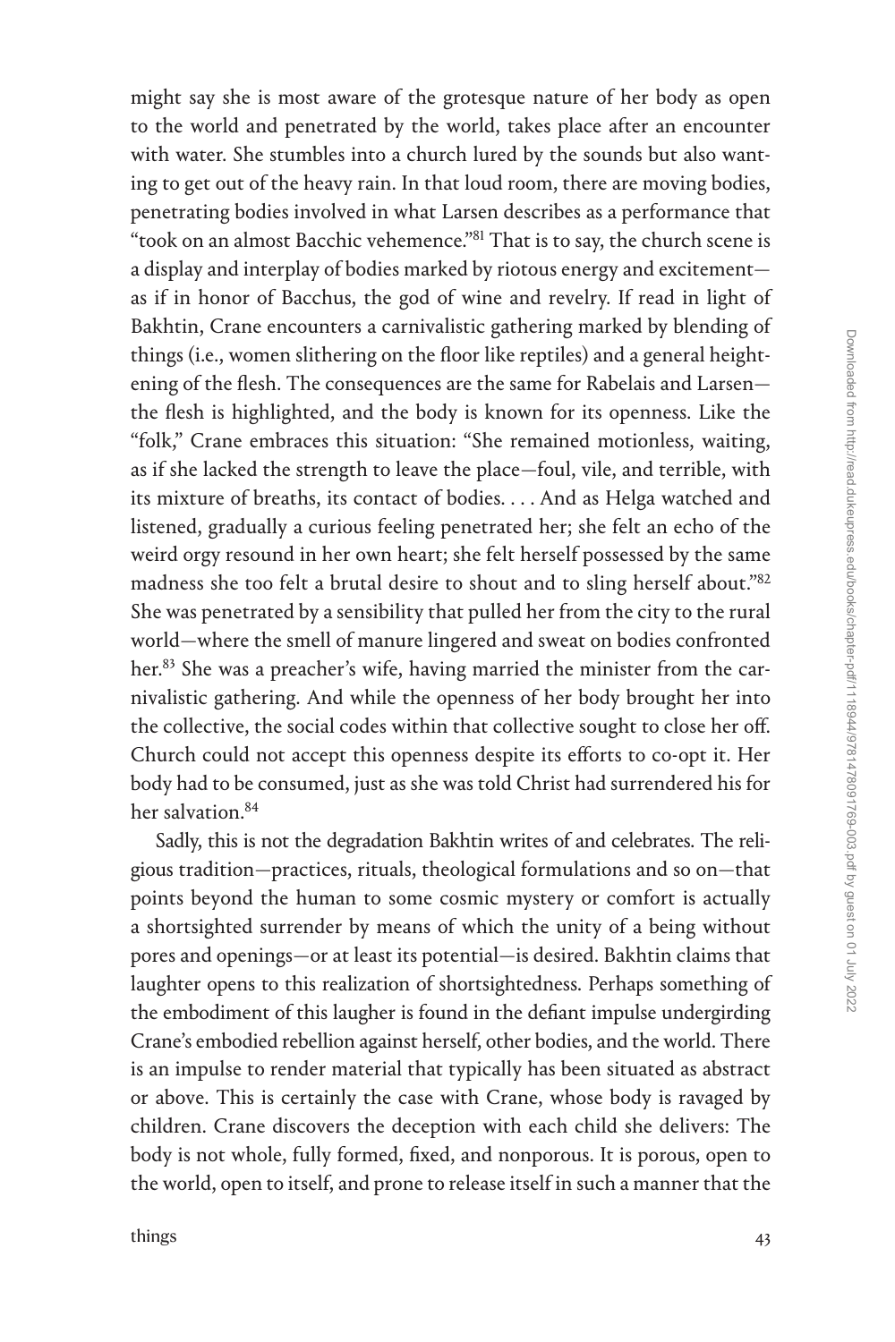might say she is most aware of the grotesque nature of her body as open to the world and penetrated by the world, takes place after an encounter with water. She stumbles into a church lured by the sounds but also wanting to get out of the heavy rain. In that loud room, there are moving bodies, penetrating bodies involved in what Larsen describes as a performance that "took on an almost Bacchic vehemence."[81] That is to say, the church scene is a display and interplay of bodies marked by riotous energy and excitement—as if in honor of Bacchus, the god of wine and revelry. If read in light of Bakhtin, Crane encounters a carnivalistic gathering marked by blending of things (i.e., women slithering on the floor like reptiles) and a general heightening of the flesh. The consequences are the same for Rabelais and Larsen—the flesh is highlighted, and the body is known for its openness. Like the "folk," Crane embraces this situation: "She remained motionless, waiting, as if she lacked the strength to leave the place—foul, vile, and terrible, with its mixture of breaths, its contact of bodies. . . . And as Helga watched and listened, gradually a curious feeling penetrated her; she felt an echo of the weird orgy resound in her own heart; she felt herself possessed by the same madness she too felt a brutal desire to shout and to sling herself about."[82] She was penetrated by a sensibility that pulled her from the city to the rural world—where the smell of manure lingered and sweat on bodies confronted her.[83] She was a preacher's wife, having married the minister from the carnivalistic gathering. And while the openness of her body brought her into the collective, the social codes within that collective sought to close her off. Church could not accept this openness despite its efforts to co-opt it. Her body had to be consumed, just as she was told Christ had surrendered his for her salvation.[84]

Sadly, this is not the degradation Bakhtin writes of and celebrates. The religious tradition—practices, rituals, theological formulations and so on—that points beyond the human to some cosmic mystery or comfort is actually a shortsighted surrender by means of which the unity of a being without pores and openings—or at least its potential—is desired. Bakhtin claims that laughter opens to this realization of shortsightedness. Perhaps something of the embodiment of this laugher is found in the defiant impulse undergirding Crane's embodied rebellion against herself, other bodies, and the world. There is an impulse to render material that typically has been situated as abstract or above. This is certainly the case with Crane, whose body is ravaged by children. Crane discovers the deception with each child she delivers: The body is not whole, fully formed, fixed, and nonporous. It is porous, open to the world, open to itself, and prone to release itself in such a manner that the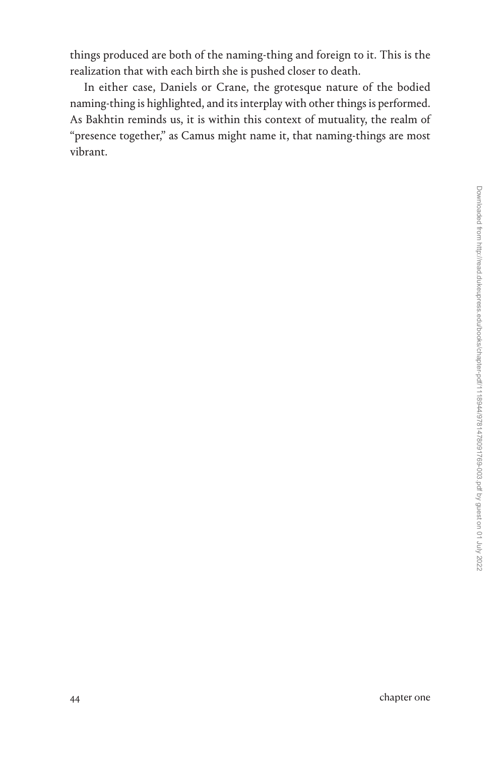things produced are both of the naming-thing and foreign to it. This is the realization that with each birth she is pushed closer to death.

In either case, Daniels or Crane, the grotesque nature of the bodied naming-thing is highlighted, and its interplay with other things is performed. As Bakhtin reminds us, it is within this context of mutuality, the realm of "presence together," as Camus might name it, that naming-things are most vibrant.